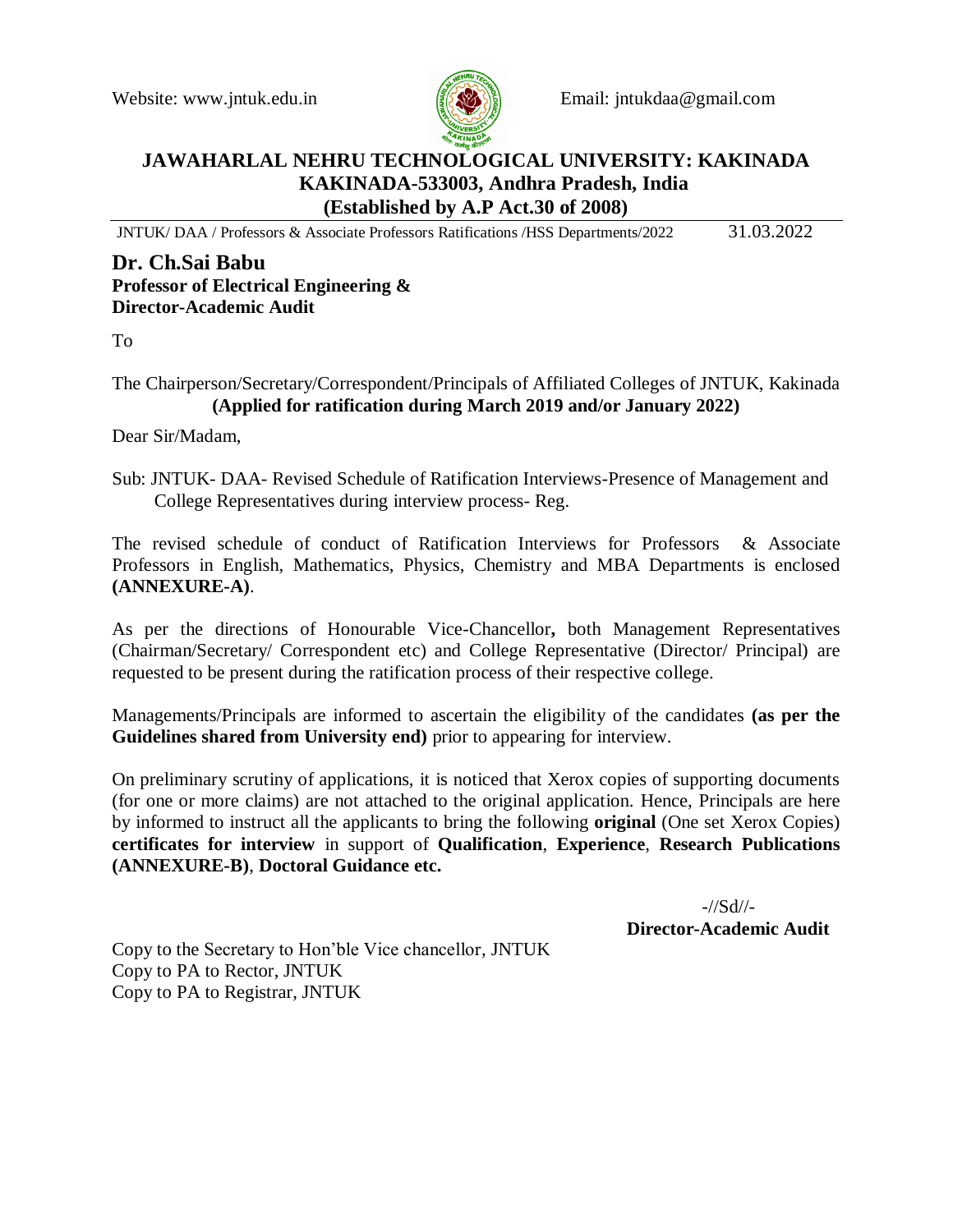Website: www.jntuk.edu.in Email: jntukdaa@gmail.com

# JAWAHARLAL NEHRU TECHNOLOGICAL UNIVERSITY: KAKINADA
## KAKINADA-533003, Andhra Pradesh, India
### (Established by A.P Act.30 of 2008)

JNTUK/ DAA / Professors & Associate Professors Ratifications /HSS Departments/2022 31.03.2022

**Dr. Ch.Sai Babu**
**Professor of Electrical Engineering &**
**Director-Academic Audit**

To

The Chairperson/Secretary/Correspondent/Principals of Affiliated Colleges of JNTUK, Kakinada
**(Applied for ratification during March 2019 and/or January 2022)**

Dear Sir/Madam,

Sub: JNTUK- DAA- Revised Schedule of Ratification Interviews-Presence of Management and College Representatives during interview process- Reg.

The revised schedule of conduct of Ratification Interviews for Professors & Associate Professors in English, Mathematics, Physics, Chemistry and MBA Departments is enclosed **(ANNEXURE-A)**.

As per the directions of Honourable Vice-Chancellor**,** both Management Representatives (Chairman/Secretary/ Correspondent etc) and College Representative (Director/ Principal) are requested to be present during the ratification process of their respective college.

Managements/Principals are informed to ascertain the eligibility of the candidates **(as per the Guidelines shared from University end)** prior to appearing for interview.

On preliminary scrutiny of applications, it is noticed that Xerox copies of supporting documents (for one or more claims) are not attached to the original application. Hence, Principals are here by informed to instruct all the applicants to bring the following **original** (One set Xerox Copies) **certificates for interview** in support of **Qualification**, **Experience**, **Research Publications (ANNEXURE-B)**, **Doctoral Guidance etc.**

-//Sd//-
**Director-Academic Audit**

Copy to the Secretary to Hon'ble Vice chancellor, JNTUK
Copy to PA to Rector, JNTUK
Copy to PA to Registrar, JNTUK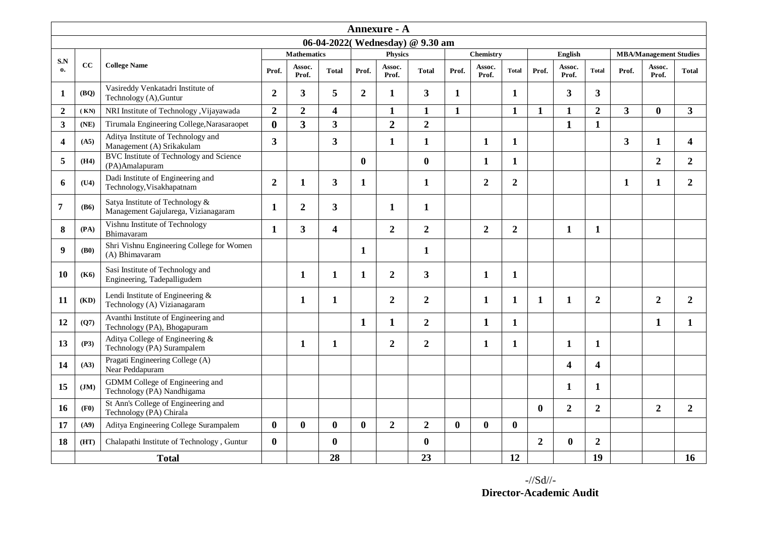## Annexure - A

### 06-04-2022( Wednesday) @ 9.30 am

| S.No. | CC | College Name | Mathematics | | | Physics | | | Chemistry | | | English | | | MBA/Management Studies | | |
|---|---|---|---|---|---|---|---|---|---|---|---|---|---|---|---|---|---|
| | | | Prof. | Assoc. Prof. | Total | Prof. | Assoc. Prof. | Total | Prof. | Assoc. Prof. | Total | Prof. | Assoc. Prof. | Total | Prof. | Assoc. Prof. | Total |
| 1 | (BQ) | Vasireddy Venkatadri Institute of Technology (A),Guntur | 2 | 3 | 5 | 2 | 1 | 3 | 1 | | 1 | | 3 | 3 | | | |
| 2 | ( KN) | NRI Institute of Technology ,Vijayawada | 2 | 2 | 4 | | 1 | 1 | 1 | | 1 | 1 | 1 | 2 | 3 | 0 | 3 |
| 3 | (NE) | Tirumala Engineering College,Narasaraopet | 0 | 3 | 3 | | 2 | 2 | | | | | 1 | 1 | | | |
| 4 | (A5) | Aditya Institute of Technology and Management (A) Srikakulam | 3 | | 3 | | 1 | 1 | | 1 | 1 | | | | 3 | 1 | 4 |
| 5 | (H4) | BVC Institute of Technology and Science (PA)Amalapuram | | | | 0 | | 0 | | 1 | 1 | | | | | 2 | 2 |
| 6 | (U4) | Dadi Institute of Engineering and Technology,Visakhapatnam | 2 | 1 | 3 | 1 | | 1 | | 2 | 2 | | | | 1 | 1 | 2 |
| 7 | (B6) | Satya Institute of Technology & Management Gajularega, Vizianagaram | 1 | 2 | 3 | | 1 | 1 | | | | | | | | | |
| 8 | (PA) | Vishnu Institute of Technology Bhimavaram | 1 | 3 | 4 | | 2 | 2 | | 2 | 2 | | 1 | 1 | | | |
| 9 | (B0) | Shri Vishnu Engineering College for Women (A) Bhimavaram | | | | 1 | | 1 | | | | | | | | | |
| 10 | (K6) | Sasi Institute of Technology and Engineering, Tadepalligudem | | 1 | 1 | 1 | 2 | 3 | | 1 | 1 | | | | | | |
| 11 | (KD) | Lendi Institute of Engineering & Technology (A) Vizianagaram | | 1 | 1 | | 2 | 2 | | 1 | 1 | 1 | 1 | 2 | | 2 | 2 |
| 12 | (Q7) | Avanthi Institute of Engineering and Technology (PA), Bhogapuram | | | | 1 | 1 | 2 | | 1 | 1 | | | | | 1 | 1 |
| 13 | (P3) | Aditya College of Engineering & Technology (PA) Surampalem | | 1 | 1 | | 2 | 2 | | 1 | 1 | | 1 | 1 | | | |
| 14 | (A3) | Pragati Engineering College (A) Near Peddapuram | | | | | | | | | | | 4 | 4 | | | |
| 15 | (JM) | GDMM College of Engineering and Technology (PA) Nandhigama | | | | | | | | | | | 1 | 1 | | | |
| 16 | (F0) | St Ann's College of Engineering and Technology (PA) Chirala | | | | | | | | | | 0 | 2 | 2 | | 2 | 2 |
| 17 | (A9) | Aditya Engineering College Surampalem | 0 | 0 | 0 | 0 | 2 | 2 | 0 | 0 | 0 | | | | | | |
| 18 | (HT) | Chalapathi Institute of Technology , Guntur | 0 | | 0 | | | 0 | | | | 2 | 0 | 2 | | | |
| | **Total** | | | | 28 | | | 23 | | | 12 | | | 19 | | | 16 |

-//Sd//-
**Director-Academic Audit**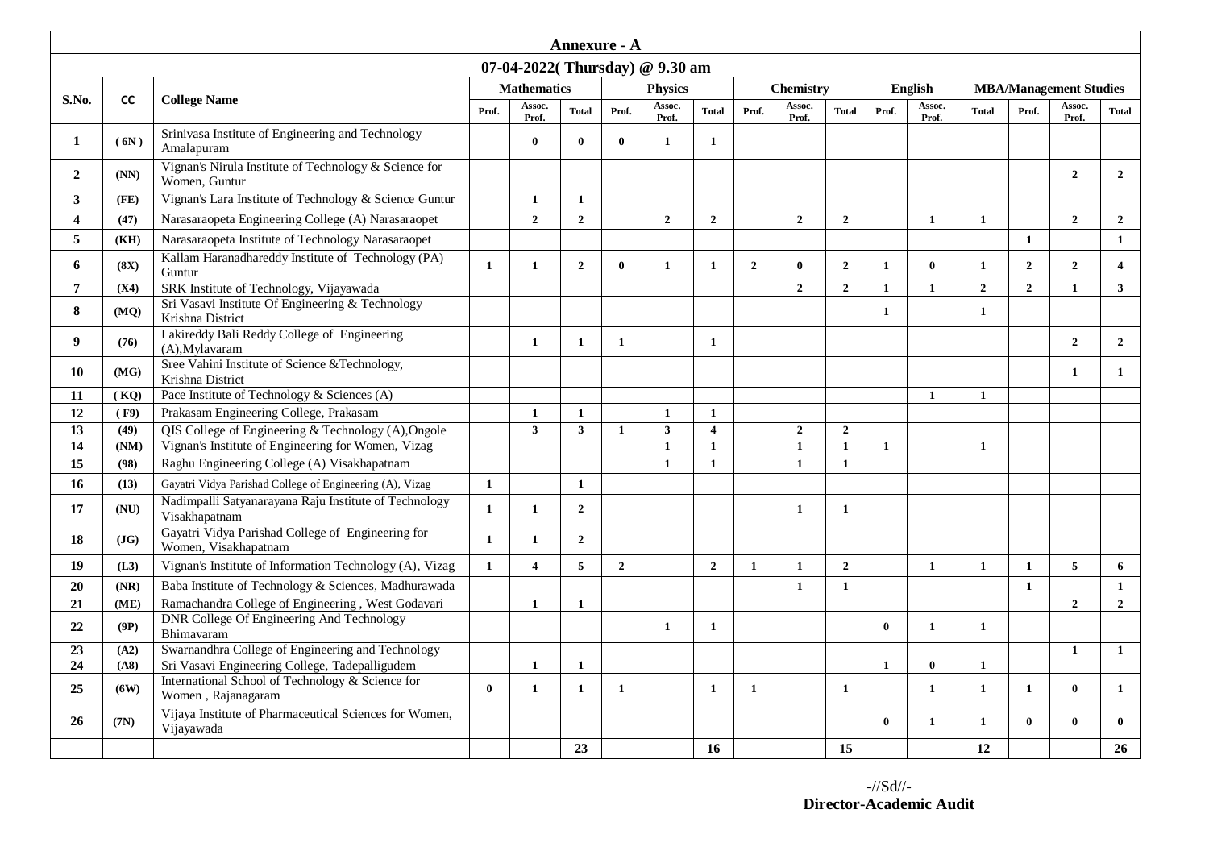# Annexure - A

## 07-04-2022( Thursday) @ 9.30 am

| S.No. | CC | College Name | Mathematics | | | Physics | | | Chemistry | | | English | | | MBA/Management Studies | | |
|---|---|---|---|---|---|---|---|---|---|---|---|---|---|---|---|---|---|
| | | | Prof. | Assoc. Prof. | Total | Prof. | Assoc. Prof. | Total | Prof. | Assoc. Prof. | Total | Prof. | Assoc. Prof. | Total | Prof. | Assoc. Prof. | Total |
| 1 | ( 6N ) | Srinivasa Institute of Engineering and Technology Amalapuram | | 0 | 0 | 0 | 1 | 1 | | | | | | | | | |
| 2 | (NN) | Vignan's Nirula Institute of Technology & Science for Women, Guntur | | | | | | | | | | | | | | 2 | 2 |
| 3 | (FE) | Vignan's Lara Institute of Technology & Science Guntur | | 1 | 1 | | | | | | | | | | | | |
| 4 | (47) | Narasaraopeta Engineering College (A) Narasaraopet | | 2 | 2 | | 2 | 2 | | 2 | 2 | | 1 | 1 | | 2 | 2 |
| 5 | (KH) | Narasaraopeta Institute of Technology Narasaraopet | | | | | | | | | | | | | 1 | | 1 |
| 6 | (8X) | Kallam Haranadhareddy Institute of Technology (PA) Guntur | 1 | 1 | 2 | 0 | 1 | 1 | 2 | 0 | 2 | 1 | 0 | 1 | 2 | 2 | 4 |
| 7 | (X4) | SRK Institute of Technology, Vijayawada | | | | | | | | 2 | 2 | 1 | 1 | 2 | 2 | 1 | 3 |
| 8 | (MQ) | Sri Vasavi Institute Of Engineering & Technology Krishna District | | | | | | | | | | 1 | | 1 | | | |
| 9 | (76) | Lakireddy Bali Reddy College of Engineering (A),Mylavaram | | 1 | 1 | 1 | | 1 | | | | | | | | 2 | 2 |
| 10 | (MG) | Sree Vahini Institute of Science &Technology, Krishna District | | | | | | | | | | | | | | 1 | 1 |
| 11 | ( KQ) | Pace Institute of Technology & Sciences (A) | | | | | | | | | | | 1 | 1 | | | |
| 12 | ( F9) | Prakasam Engineering College, Prakasam | | 1 | 1 | | 1 | 1 | | | | | | | | | |
| 13 | (49) | QIS College of Engineering & Technology (A),Ongole | | 3 | 3 | 1 | 3 | 4 | | 2 | 2 | | | | | | |
| 14 | (NM) | Vignan's Institute of Engineering for Women, Vizag | | | | | 1 | 1 | | 1 | 1 | 1 | | 1 | | | |
| 15 | (98) | Raghu Engineering College (A) Visakhapatnam | | | | | 1 | 1 | | 1 | 1 | | | | | | |
| 16 | (13) | Gayatri Vidya Parishad College of Engineering (A), Vizag | 1 | | 1 | | | | | | | | | | | | |
| 17 | (NU) | Nadimpalli Satyanarayana Raju Institute of Technology Visakhapatnam | 1 | 1 | 2 | | | | | 1 | 1 | | | | | | |
| 18 | (JG) | Gayatri Vidya Parishad College of Engineering for Women, Visakhapatnam | 1 | 1 | 2 | | | | | | | | | | | | |
| 19 | (L3) | Vignan's Institute of Information Technology (A), Vizag | 1 | 4 | 5 | 2 | | 2 | 1 | 1 | 2 | | 1 | 1 | 1 | 5 | 6 |
| 20 | (NR) | Baba Institute of Technology & Sciences, Madhurawada | | | | | | | | 1 | 1 | | | | 1 | | 1 |
| 21 | (ME) | Ramachandra College of Engineering , West Godavari | | 1 | 1 | | | | | | | | | | | 2 | 2 |
| 22 | (9P) | DNR College Of Engineering And Technology Bhimavaram | | | | | 1 | 1 | | | | 0 | 1 | 1 | | | |
| 23 | (A2) | Swarnandhra College of Engineering and Technology | | | | | | | | | | | | | | 1 | 1 |
| 24 | (A8) | Sri Vasavi Engineering College, Tadepalligudem | | 1 | 1 | | | | | | | 1 | 0 | 1 | | | |
| 25 | (6W) | International School of Technology & Science for Women , Rajanagaram | 0 | 1 | 1 | 1 | | 1 | 1 | | 1 | | 1 | 1 | 1 | 0 | 1 |
| 26 | (7N) | Vijaya Institute of Pharmaceutical Sciences for Women, Vijayawada | | | | | | | | | | 0 | 1 | 1 | 0 | 0 | 0 |
| | | | | | 23 | | | 16 | | | 15 | | | 12 | | | 26 |

-//Sd//-
**Director-Academic Audit**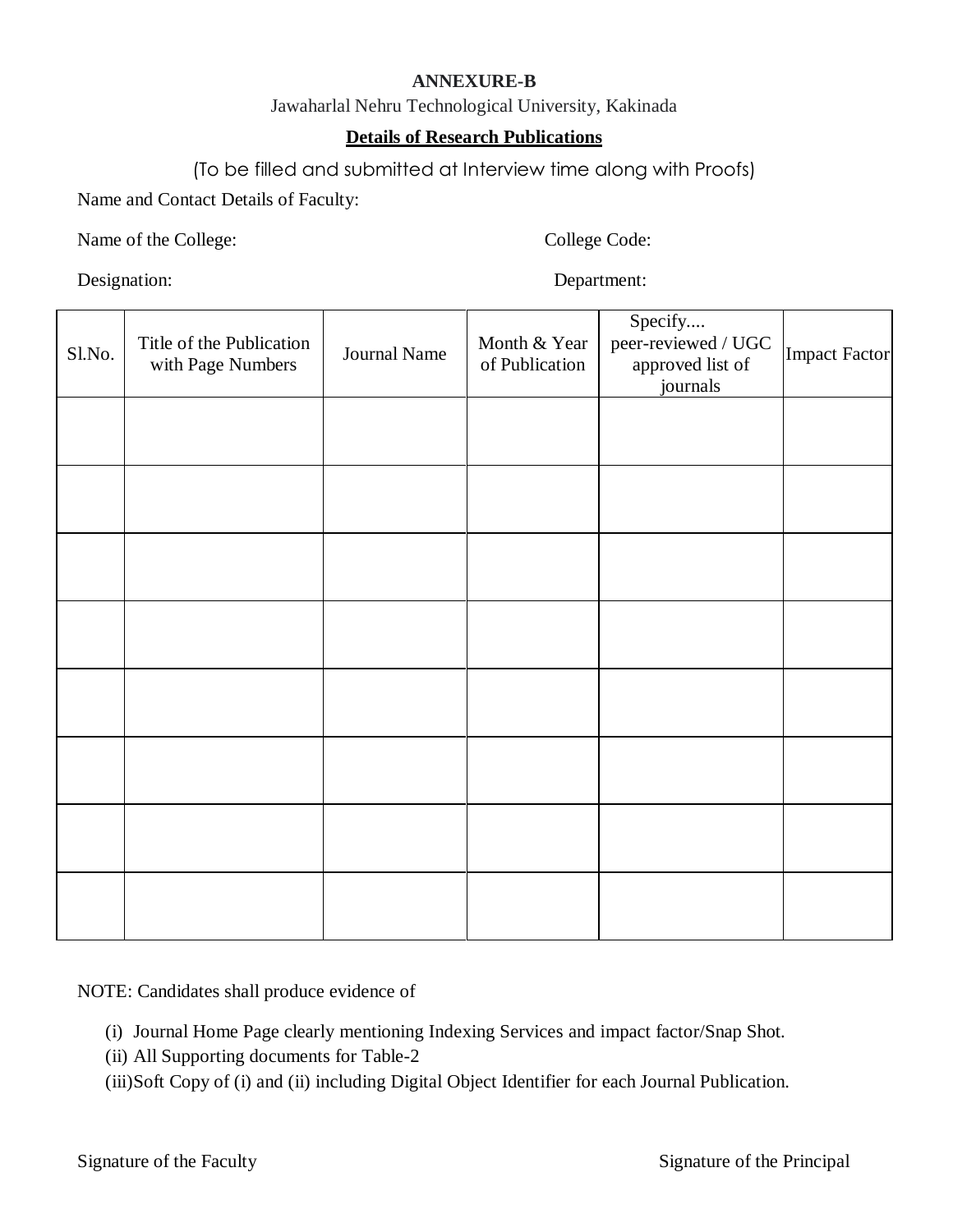**ANNEXURE-B**

Jawaharlal Nehru Technological University, Kakinada

**Details of Research Publications**

(To be filled and submitted at Interview time along with Proofs)

Name and Contact Details of Faculty:

Name of the College: College Code:

Designation: Department:

| Sl.No. | Title of the Publication with Page Numbers | Journal Name | Month & Year of Publication | Specify.... peer-reviewed / UGC approved list of journals | Impact Factor |
|---|---|---|---|---|---|
| | | | | | |
| | | | | | |
| | | | | | |
| | | | | | |
| | | | | | |
| | | | | | |
| | | | | | |
| | | | | | |

NOTE: Candidates shall produce evidence of

(i) Journal Home Page clearly mentioning Indexing Services and impact factor/Snap Shot.
(ii) All Supporting documents for Table-2
(iii)Soft Copy of (i) and (ii) including Digital Object Identifier for each Journal Publication.

Signature of the Faculty

Signature of the Principal